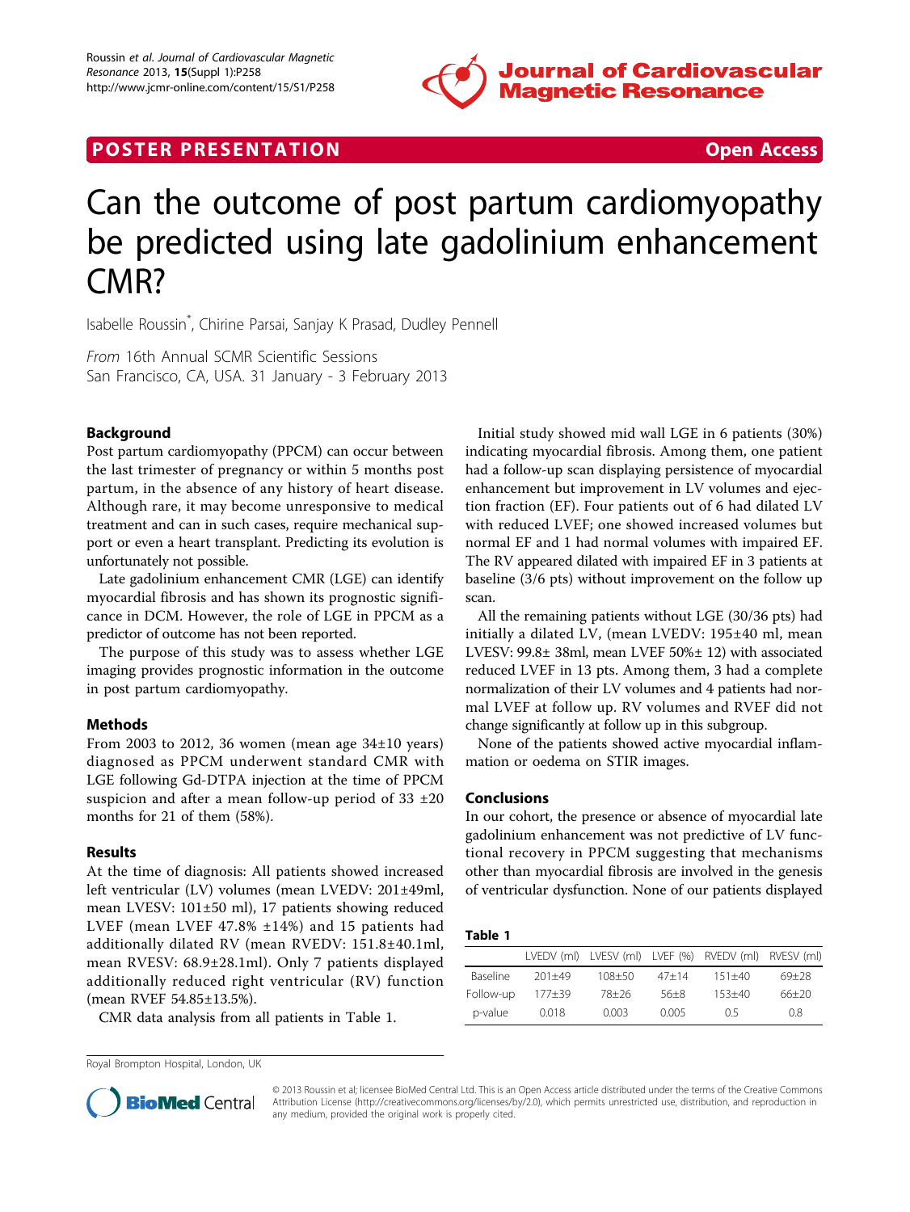**POSTER PRESENTATION** **Open Access**

# Can the outcome of post partum cardiomyopathy be predicted using late gadolinium enhancement CMR?

Isabelle Roussin*, Chirine Parsai, Sanjay K Prasad, Dudley Pennell

*From* 16th Annual SCMR Scientific Sessions
San Francisco, CA, USA. 31 January - 3 February 2013

## Background

Post partum cardiomyopathy (PPCM) can occur between the last trimester of pregnancy or within 5 months post partum, in the absence of any history of heart disease. Although rare, it may become unresponsive to medical treatment and can in such cases, require mechanical support or even a heart transplant. Predicting its evolution is unfortunately not possible.

Late gadolinium enhancement CMR (LGE) can identify myocardial fibrosis and has shown its prognostic significance in DCM. However, the role of LGE in PPCM as a predictor of outcome has not been reported.

The purpose of this study was to assess whether LGE imaging provides prognostic information in the outcome in post partum cardiomyopathy.

## Methods

From 2003 to 2012, 36 women (mean age 34±10 years) diagnosed as PPCM underwent standard CMR with LGE following Gd-DTPA injection at the time of PPCM suspicion and after a mean follow-up period of 33 ±20 months for 21 of them (58%).

## Results

At the time of diagnosis: All patients showed increased left ventricular (LV) volumes (mean LVEDV: 201±49ml, mean LVESV: 101±50 ml), 17 patients showing reduced LVEF (mean LVEF 47.8% ±14%) and 15 patients had additionally dilated RV (mean RVEDV: 151.8±40.1ml, mean RVESV: 68.9±28.1ml). Only 7 patients displayed additionally reduced right ventricular (RV) function (mean RVEF 54.85±13.5%).

CMR data analysis from all patients in Table 1.

Initial study showed mid wall LGE in 6 patients (30%) indicating myocardial fibrosis. Among them, one patient had a follow-up scan displaying persistence of myocardial enhancement but improvement in LV volumes and ejection fraction (EF). Four patients out of 6 had dilated LV with reduced LVEF; one showed increased volumes but normal EF and 1 had normal volumes with impaired EF. The RV appeared dilated with impaired EF in 3 patients at baseline (3/6 pts) without improvement on the follow up scan.

All the remaining patients without LGE (30/36 pts) had initially a dilated LV, (mean LVEDV: 195±40 ml, mean LVESV: 99.8± 38ml, mean LVEF 50%± 12) with associated reduced LVEF in 13 pts. Among them, 3 had a complete normalization of their LV volumes and 4 patients had normal LVEF at follow up. RV volumes and RVEF did not change significantly at follow up in this subgroup.

None of the patients showed active myocardial inflammation or oedema on STIR images.

## Conclusions

In our cohort, the presence or absence of myocardial late gadolinium enhancement was not predictive of LV functional recovery in PPCM suggesting that mechanisms other than myocardial fibrosis are involved in the genesis of ventricular dysfunction. None of our patients displayed

**Table 1**

| | LVEDV (ml) | LVESV (ml) | LVEF (%) | RVEDV (ml) | RVESV (ml) |
|---|---|---|---|---|---|
| Baseline | 201±49 | 108±50 | 47±14 | 151±40 | 69±28 |
| Follow-up | 177±39 | 78±26 | 56±8 | 153±40 | 66±20 |
| p-value | 0.018 | 0.003 | 0.005 | 0.5 | 0.8 |

Royal Brompton Hospital, London, UK

© 2013 Roussin et al; licensee BioMed Central Ltd. This is an Open Access article distributed under the terms of the Creative Commons Attribution License (http://creativecommons.org/licenses/by/2.0), which permits unrestricted use, distribution, and reproduction in any medium, provided the original work is properly cited.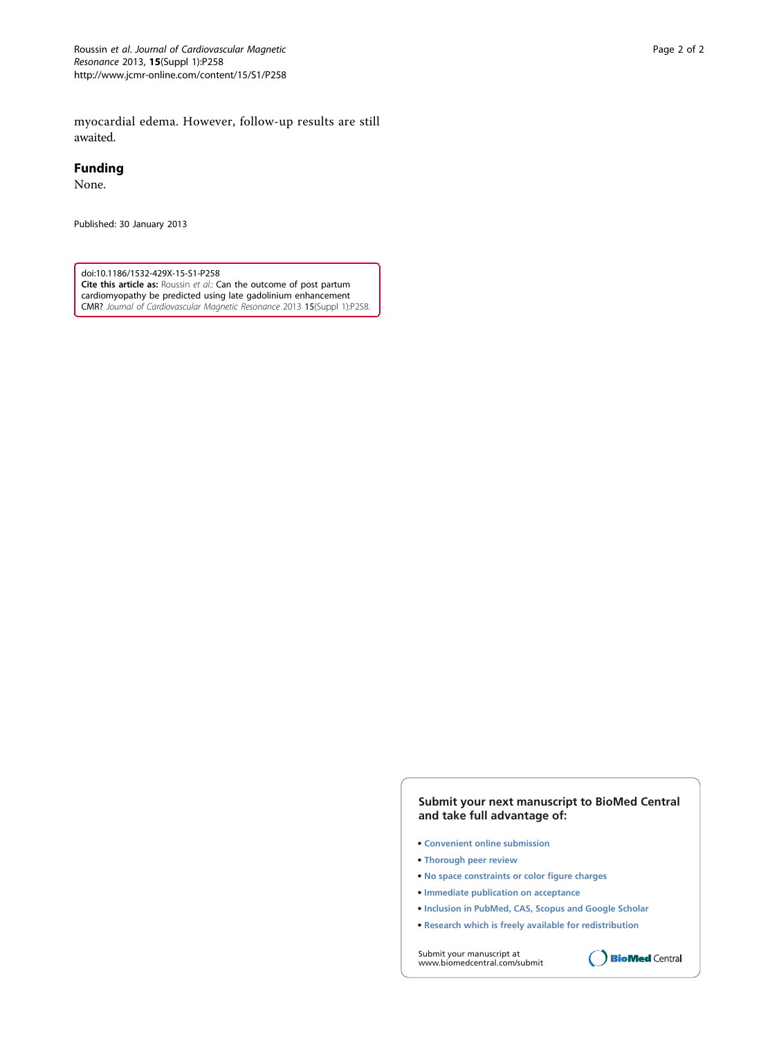myocardial edema. However, follow-up results are still awaited.

## Funding

None.

Published: 30 January 2013

doi:10.1186/1532-429X-15-S1-P258
**Cite this article as:** Roussin *et al.*: Can the outcome of post partum cardiomyopathy be predicted using late gadolinium enhancement CMR? *Journal of Cardiovascular Magnetic Resonance* 2013 **15**(Suppl 1):P258.

**Submit your next manuscript to BioMed Central and take full advantage of:**

- **Convenient online submission**
- **Thorough peer review**
- **No space constraints or color figure charges**
- **Immediate publication on acceptance**
- **Inclusion in PubMed, CAS, Scopus and Google Scholar**
- **Research which is freely available for redistribution**

Submit your manuscript at
www.biomedcentral.com/submit

BioMed Central